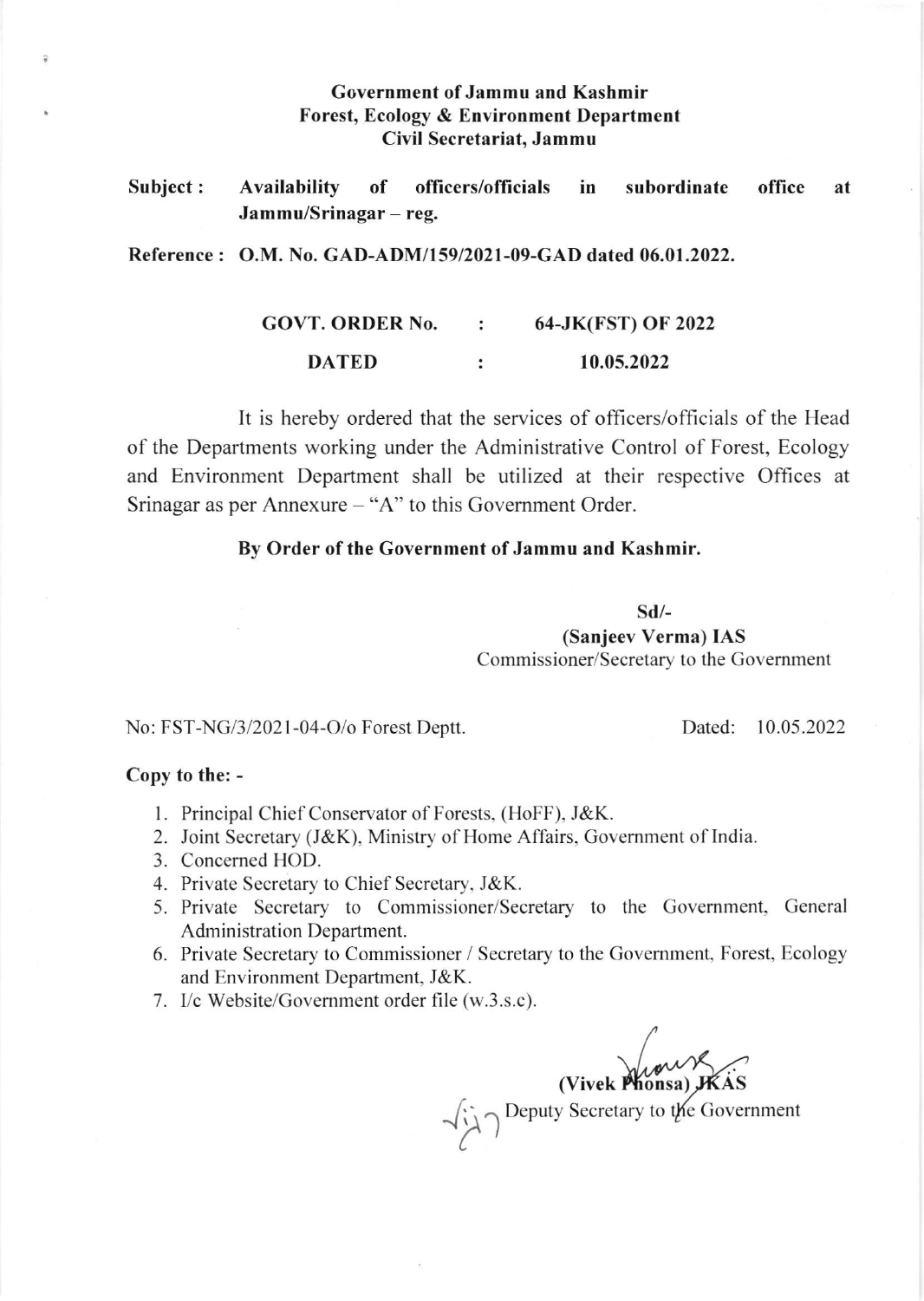**Government of Jammu and Kashmir**
**Forest, Ecology & Environment Department**
**Civil Secretariat, Jammu**

**Subject : Availability of officers/officials in subordinate office at Jammu/Srinagar – reg.**

**Reference : O.M. No. GAD-ADM/159/2021-09-GAD dated 06.01.2022.**

| | | |
|---|---|---|
| **GOVT. ORDER No.** | **:** | **64-JK(FST) OF 2022** |
| **DATED** | **:** | **10.05.2022** |

It is hereby ordered that the services of officers/officials of the Head of the Departments working under the Administrative Control of Forest, Ecology and Environment Department shall be utilized at their respective Offices at Srinagar as per Annexure – "A" to this Government Order.

**By Order of the Government of Jammu and Kashmir.**

**Sd/-**
**(Sanjeev Verma) IAS**
Commissioner/Secretary to the Government

No: FST-NG/3/2021-04-O/o Forest Deptt. Dated: 10.05.2022

**Copy to the: -**

1. Principal Chief Conservator of Forests, (HoFF), J&K.
2. Joint Secretary (J&K), Ministry of Home Affairs, Government of India.
3. Concerned HOD.
4. Private Secretary to Chief Secretary, J&K.
5. Private Secretary to Commissioner/Secretary to the Government, General Administration Department.
6. Private Secretary to Commissioner / Secretary to the Government, Forest, Ecology and Environment Department, J&K.
7. I/c Website/Government order file (w.3.s.c).

**(Vivek Phonsa) JKAS**
Deputy Secretary to the Government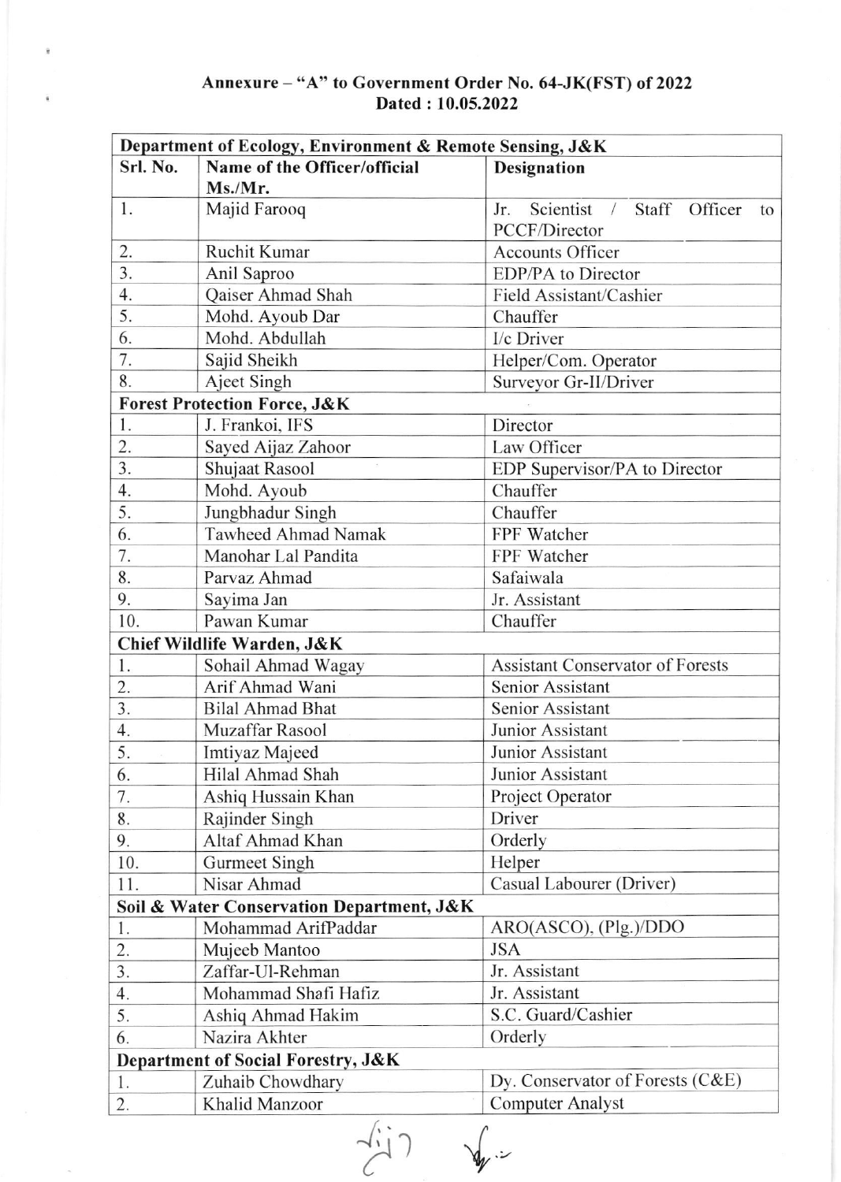**Annexure – "A" to Government Order No. 64-JK(FST) of 2022**
**Dated : 10.05.2022**

| Srl. No. | Name of the Officer/official Ms./Mr. | Designation |
|---|---|---|
| **Department of Ecology, Environment & Remote Sensing, J&K** | | |
| 1. | Majid Farooq | Jr. Scientist / Staff Officer to PCCF/Director |
| 2. | Ruchit Kumar | Accounts Officer |
| 3. | Anil Saproo | EDP/PA to Director |
| 4. | Qaiser Ahmad Shah | Field Assistant/Cashier |
| 5. | Mohd. Ayoub Dar | Chauffer |
| 6. | Mohd. Abdullah | I/c Driver |
| 7. | Sajid Sheikh | Helper/Com. Operator |
| 8. | Ajeet Singh | Surveyor Gr-II/Driver |
| **Forest Protection Force, J&K** | | |
| 1. | J. Frankoi, IFS | Director |
| 2. | Sayed Aijaz Zahoor | Law Officer |
| 3. | Shujaat Rasool | EDP Supervisor/PA to Director |
| 4. | Mohd. Ayoub | Chauffer |
| 5. | Jungbhadur Singh | Chauffer |
| 6. | Tawheed Ahmad Namak | FPF Watcher |
| 7. | Manohar Lal Pandita | FPF Watcher |
| 8. | Parvaz Ahmad | Safaiwala |
| 9. | Sayima Jan | Jr. Assistant |
| 10. | Pawan Kumar | Chauffer |
| **Chief Wildlife Warden, J&K** | | |
| 1. | Sohail Ahmad Wagay | Assistant Conservator of Forests |
| 2. | Arif Ahmad Wani | Senior Assistant |
| 3. | Bilal Ahmad Bhat | Senior Assistant |
| 4. | Muzaffar Rasool | Junior Assistant |
| 5. | Imtiyaz Majeed | Junior Assistant |
| 6. | Hilal Ahmad Shah | Junior Assistant |
| 7. | Ashiq Hussain Khan | Project Operator |
| 8. | Rajinder Singh | Driver |
| 9. | Altaf Ahmad Khan | Orderly |
| 10. | Gurmeet Singh | Helper |
| 11. | Nisar Ahmad | Casual Labourer (Driver) |
| **Soil & Water Conservation Department, J&K** | | |
| 1. | Mohammad ArifPaddar | ARO(ASCO), (Plg.)/DDO |
| 2. | Mujeeb Mantoo | JSA |
| 3. | Zaffar-Ul-Rehman | Jr. Assistant |
| 4. | Mohammad Shafi Hafiz | Jr. Assistant |
| 5. | Ashiq Ahmad Hakim | S.C. Guard/Cashier |
| 6. | Nazira Akhter | Orderly |
| **Department of Social Forestry, J&K** | | |
| 1. | Zuhaib Chowdhary | Dy. Conservator of Forests (C&E) |
| 2. | Khalid Manzoor | Computer Analyst |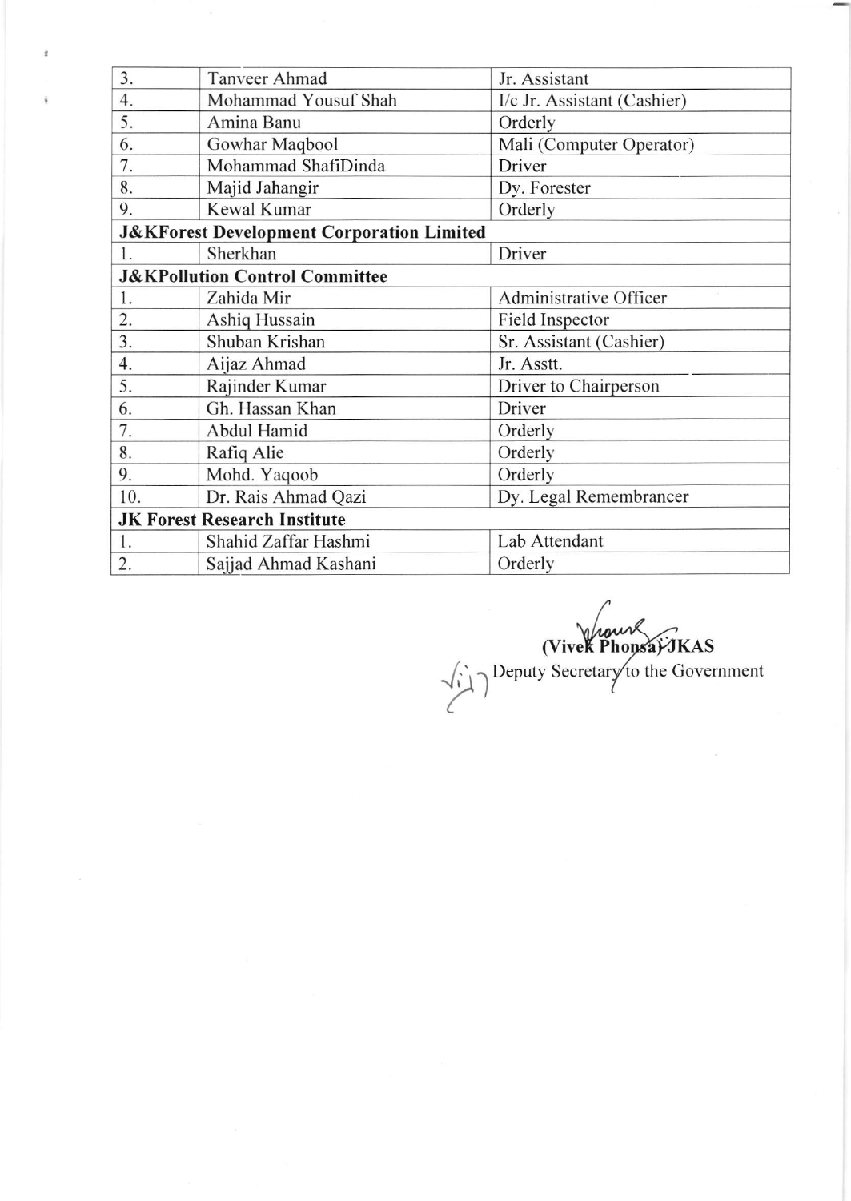| | | |
|---|---|---|
| 3. | Tanveer Ahmad | Jr. Assistant |
| 4. | Mohammad Yousuf Shah | I/c Jr. Assistant (Cashier) |
| 5. | Amina Banu | Orderly |
| 6. | Gowhar Maqbool | Mali (Computer Operator) |
| 7. | Mohammad ShafiDinda | Driver |
| 8. | Majid Jahangir | Dy. Forester |
| 9. | Kewal Kumar | Orderly |
| **J&KForest Development Corporation Limited** | | |
| 1. | Sherkhan | Driver |
| **J&KPollution Control Committee** | | |
| 1. | Zahida Mir | Administrative Officer |
| 2. | Ashiq Hussain | Field Inspector |
| 3. | Shuban Krishan | Sr. Assistant (Cashier) |
| 4. | Aijaz Ahmad | Jr. Asstt. |
| 5. | Rajinder Kumar | Driver to Chairperson |
| 6. | Gh. Hassan Khan | Driver |
| 7. | Abdul Hamid | Orderly |
| 8. | Rafiq Alie | Orderly |
| 9. | Mohd. Yaqoob | Orderly |
| 10. | Dr. Rais Ahmad Qazi | Dy. Legal Remembrancer |
| **JK Forest Research Institute** | | |
| 1. | Shahid Zaffar Hashmi | Lab Attendant |
| 2. | Sajjad Ahmad Kashani | Orderly |

**(Vivek Phonsa) JKAS**
Deputy Secretary to the Government